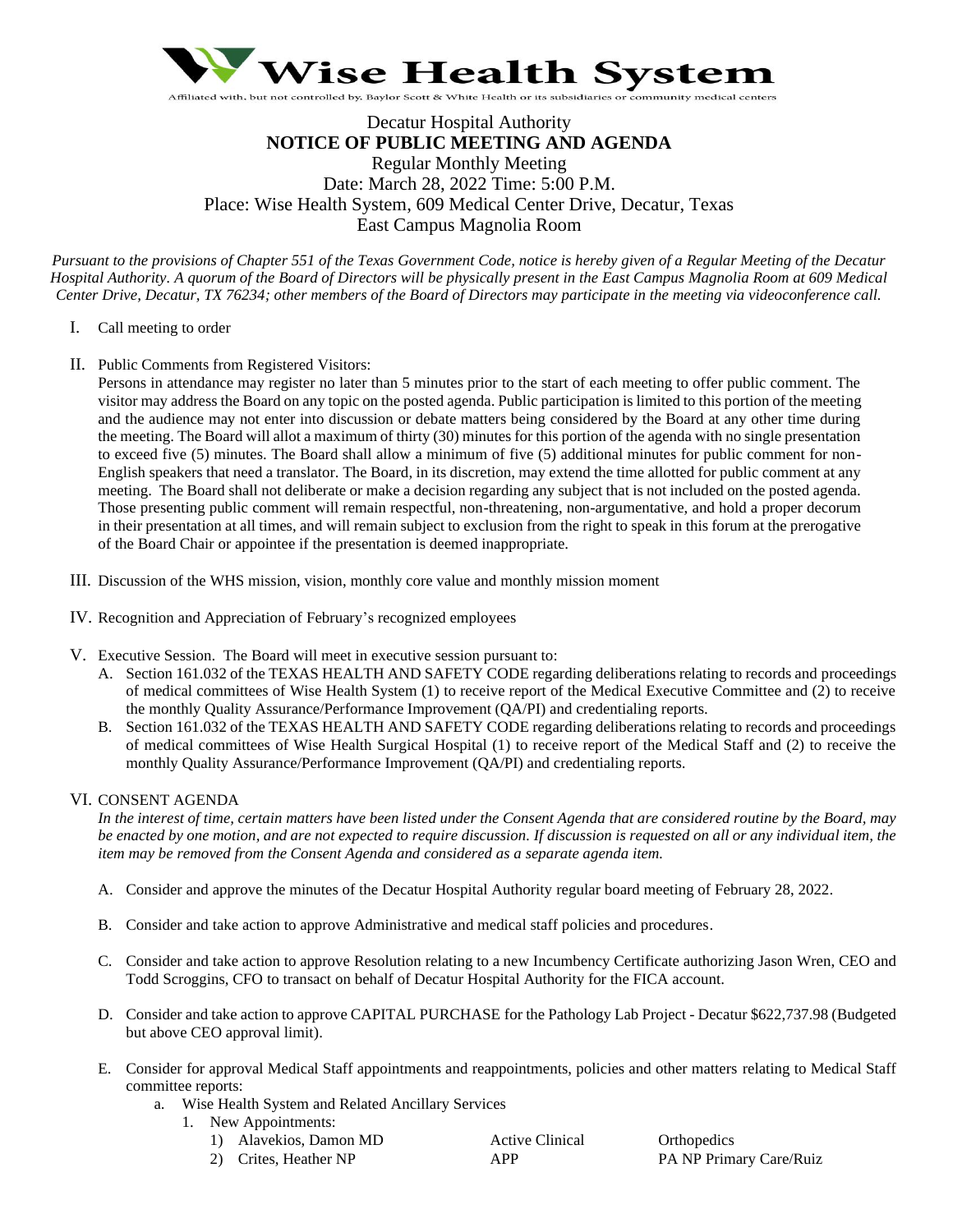# Wise Health System

Affiliated with, but not controlled by, Baylor Scott & White Health or its subsidiaries or community medical centers

Decatur Hospital Authority

**NOTICE OF PUBLIC MEETING AND AGENDA**

Regular Monthly Meeting

Date: March 28, 2022 Time: 5:00 P.M.

Place: Wise Health System, 609 Medical Center Drive, Decatur, Texas

East Campus Magnolia Room

*Pursuant to the provisions of Chapter 551 of the Texas Government Code, notice is hereby given of a Regular Meeting of the Decatur Hospital Authority. A quorum of the Board of Directors will be physically present in the East Campus Magnolia Room at 609 Medical Center Drive, Decatur, TX 76234; other members of the Board of Directors may participate in the meeting via videoconference call.*

I. Call meeting to order

II. Public Comments from Registered Visitors:
Persons in attendance may register no later than 5 minutes prior to the start of each meeting to offer public comment. The visitor may address the Board on any topic on the posted agenda. Public participation is limited to this portion of the meeting and the audience may not enter into discussion or debate matters being considered by the Board at any other time during the meeting. The Board will allot a maximum of thirty (30) minutes for this portion of the agenda with no single presentation to exceed five (5) minutes. The Board shall allow a minimum of five (5) additional minutes for public comment for non-English speakers that need a translator. The Board, in its discretion, may extend the time allotted for public comment at any meeting. The Board shall not deliberate or make a decision regarding any subject that is not included on the posted agenda. Those presenting public comment will remain respectful, non-threatening, non-argumentative, and hold a proper decorum in their presentation at all times, and will remain subject to exclusion from the right to speak in this forum at the prerogative of the Board Chair or appointee if the presentation is deemed inappropriate.

III. Discussion of the WHS mission, vision, monthly core value and monthly mission moment

IV. Recognition and Appreciation of February's recognized employees

V. Executive Session. The Board will meet in executive session pursuant to:

A. Section 161.032 of the TEXAS HEALTH AND SAFETY CODE regarding deliberations relating to records and proceedings of medical committees of Wise Health System (1) to receive report of the Medical Executive Committee and (2) to receive the monthly Quality Assurance/Performance Improvement (QA/PI) and credentialing reports.

B. Section 161.032 of the TEXAS HEALTH AND SAFETY CODE regarding deliberations relating to records and proceedings of medical committees of Wise Health Surgical Hospital (1) to receive report of the Medical Staff and (2) to receive the monthly Quality Assurance/Performance Improvement (QA/PI) and credentialing reports.

VI. CONSENT AGENDA

*In the interest of time, certain matters have been listed under the Consent Agenda that are considered routine by the Board, may be enacted by one motion, and are not expected to require discussion. If discussion is requested on all or any individual item, the item may be removed from the Consent Agenda and considered as a separate agenda item.*

A. Consider and approve the minutes of the Decatur Hospital Authority regular board meeting of February 28, 2022.

B. Consider and take action to approve Administrative and medical staff policies and procedures.

C. Consider and take action to approve Resolution relating to a new Incumbency Certificate authorizing Jason Wren, CEO and Todd Scroggins, CFO to transact on behalf of Decatur Hospital Authority for the FICA account.

D. Consider and take action to approve CAPITAL PURCHASE for the Pathology Lab Project - Decatur $622,737.98 (Budgeted but above CEO approval limit).

E. Consider for approval Medical Staff appointments and reappointments, policies and other matters relating to Medical Staff committee reports:

a. Wise Health System and Related Ancillary Services

1. New Appointments:

| | | |
|---|---|---|
| 1) Alavekios, Damon MD | Active Clinical | Orthopedics |
| 2) Crites, Heather NP | APP | PA NP Primary Care/Ruiz |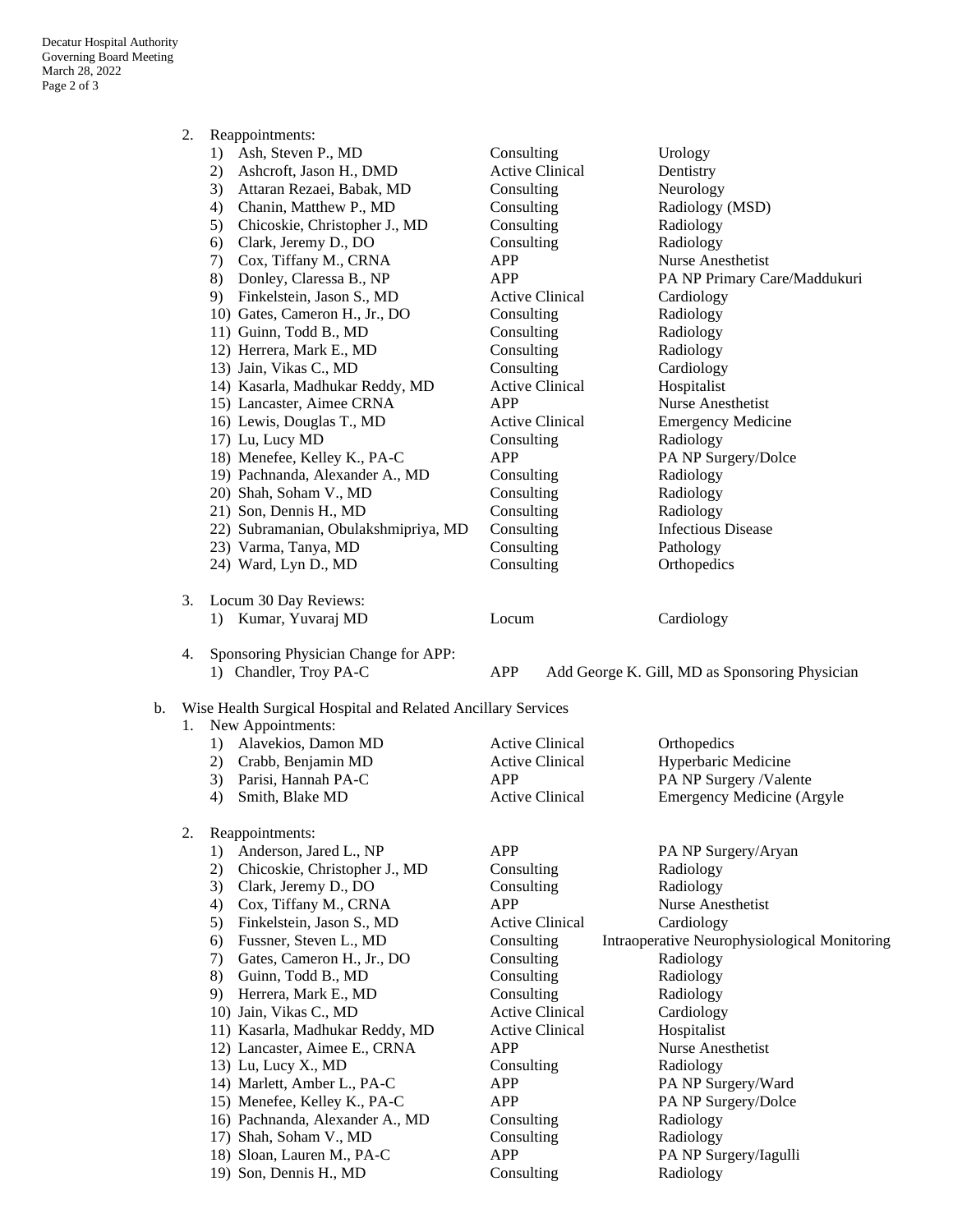2. Reappointments:

| | | |
|---|---|---|
| 1) Ash, Steven P., MD | Consulting | Urology |
| 2) Ashcroft, Jason H., DMD | Active Clinical | Dentistry |
| 3) Attaran Rezaei, Babak, MD | Consulting | Neurology |
| 4) Chanin, Matthew P., MD | Consulting | Radiology (MSD) |
| 5) Chicoskie, Christopher J., MD | Consulting | Radiology |
| 6) Clark, Jeremy D., DO | Consulting | Radiology |
| 7) Cox, Tiffany M., CRNA | APP | Nurse Anesthetist |
| 8) Donley, Claressa B., NP | APP | PA NP Primary Care/Maddukuri |
| 9) Finkelstein, Jason S., MD | Active Clinical | Cardiology |
| 10) Gates, Cameron H., Jr., DO | Consulting | Radiology |
| 11) Guinn, Todd B., MD | Consulting | Radiology |
| 12) Herrera, Mark E., MD | Consulting | Radiology |
| 13) Jain, Vikas C., MD | Consulting | Cardiology |
| 14) Kasarla, Madhukar Reddy, MD | Active Clinical | Hospitalist |
| 15) Lancaster, Aimee CRNA | APP | Nurse Anesthetist |
| 16) Lewis, Douglas T., MD | Active Clinical | Emergency Medicine |
| 17) Lu, Lucy MD | Consulting | Radiology |
| 18) Menefee, Kelley K., PA-C | APP | PA NP Surgery/Dolce |
| 19) Pachnanda, Alexander A., MD | Consulting | Radiology |
| 20) Shah, Soham V., MD | Consulting | Radiology |
| 21) Son, Dennis H., MD | Consulting | Radiology |
| 22) Subramanian, Obulakshmipriya, MD | Consulting | Infectious Disease |
| 23) Varma, Tanya, MD | Consulting | Pathology |
| 24) Ward, Lyn D., MD | Consulting | Orthopedics |

3. Locum 30 Day Reviews:

| | | |
|---|---|---|
| 1) Kumar, Yuvaraj MD | Locum | Cardiology |

4. Sponsoring Physician Change for APP:

| | | |
|---|---|---|
| 1) Chandler, Troy PA-C | APP | Add George K. Gill, MD as Sponsoring Physician |

b. Wise Health Surgical Hospital and Related Ancillary Services

1. New Appointments:

| | | |
|---|---|---|
| 1) Alavekios, Damon MD | Active Clinical | Orthopedics |
| 2) Crabb, Benjamin MD | Active Clinical | Hyperbaric Medicine |
| 3) Parisi, Hannah PA-C | APP | PA NP Surgery /Valente |
| 4) Smith, Blake MD | Active Clinical | Emergency Medicine (Argyle |

2. Reappointments:

| | | |
|---|---|---|
| 1) Anderson, Jared L., NP | APP | PA NP Surgery/Aryan |
| 2) Chicoskie, Christopher J., MD | Consulting | Radiology |
| 3) Clark, Jeremy D., DO | Consulting | Radiology |
| 4) Cox, Tiffany M., CRNA | APP | Nurse Anesthetist |
| 5) Finkelstein, Jason S., MD | Active Clinical | Cardiology |
| 6) Fussner, Steven L., MD | Consulting | Intraoperative Neurophysiological Monitoring |
| 7) Gates, Cameron H., Jr., DO | Consulting | Radiology |
| 8) Guinn, Todd B., MD | Consulting | Radiology |
| 9) Herrera, Mark E., MD | Consulting | Radiology |
| 10) Jain, Vikas C., MD | Active Clinical | Cardiology |
| 11) Kasarla, Madhukar Reddy, MD | Active Clinical | Hospitalist |
| 12) Lancaster, Aimee E., CRNA | APP | Nurse Anesthetist |
| 13) Lu, Lucy X., MD | Consulting | Radiology |
| 14) Marlett, Amber L., PA-C | APP | PA NP Surgery/Ward |
| 15) Menefee, Kelley K., PA-C | APP | PA NP Surgery/Dolce |
| 16) Pachnanda, Alexander A., MD | Consulting | Radiology |
| 17) Shah, Soham V., MD | Consulting | Radiology |
| 18) Sloan, Lauren M., PA-C | APP | PA NP Surgery/Iagulli |
| 19) Son, Dennis H., MD | Consulting | Radiology |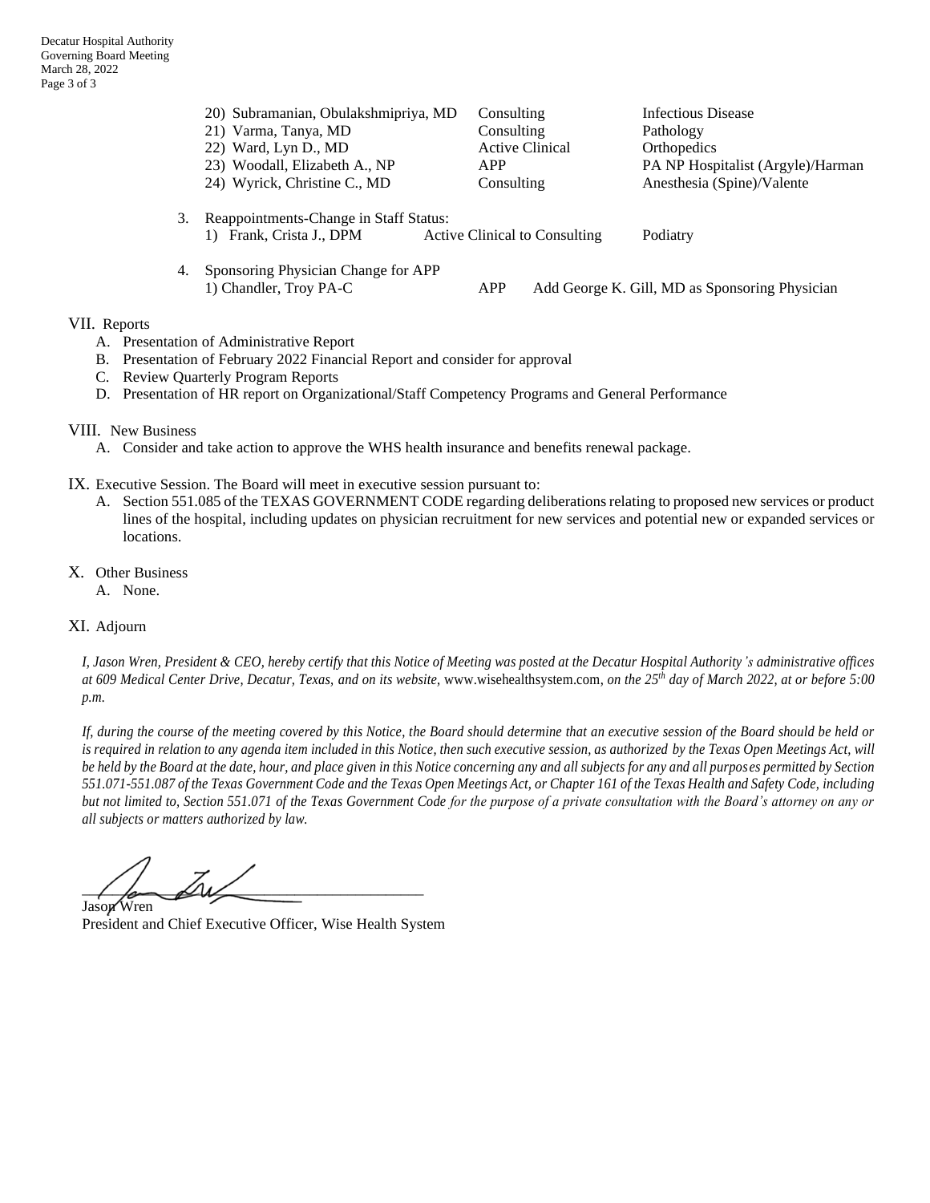| | | |
|---|---|---|
| 20) Subramanian, Obulakshmipriya, MD | Consulting | Infectious Disease |
| 21) Varma, Tanya, MD | Consulting | Pathology |
| 22) Ward, Lyn D., MD | Active Clinical | Orthopedics |
| 23) Woodall, Elizabeth A., NP | APP | PA NP Hospitalist (Argyle)/Harman |
| 24) Wyrick, Christine C., MD | Consulting | Anesthesia (Spine)/Valente |

3. Reappointments-Change in Staff Status:
   1) Frank, Crista J., DPM — Active Clinical to Consulting — Podiatry

4. Sponsoring Physician Change for APP
   1) Chandler, Troy PA-C — APP — Add George K. Gill, MD as Sponsoring Physician

VII. Reports

A. Presentation of Administrative Report
B. Presentation of February 2022 Financial Report and consider for approval
C. Review Quarterly Program Reports
D. Presentation of HR report on Organizational/Staff Competency Programs and General Performance

VIII. New Business

A. Consider and take action to approve the WHS health insurance and benefits renewal package.

IX. Executive Session. The Board will meet in executive session pursuant to:

A. Section 551.085 of the TEXAS GOVERNMENT CODE regarding deliberations relating to proposed new services or product lines of the hospital, including updates on physician recruitment for new services and potential new or expanded services or locations.

X. Other Business

A. None.

XI. Adjourn

*I, Jason Wren, President & CEO, hereby certify that this Notice of Meeting was posted at the Decatur Hospital Authority's administrative offices at 609 Medical Center Drive, Decatur, Texas, and on its website,* www.wisehealthsystem.com, *on the 25th day of March 2022, at or before 5:00 p.m.*

*If, during the course of the meeting covered by this Notice, the Board should determine that an executive session of the Board should be held or is required in relation to any agenda item included in this Notice, then such executive session, as authorized by the Texas Open Meetings Act, will be held by the Board at the date, hour, and place given in this Notice concerning any and all subjects for any and all purposes permitted by Section 551.071-551.087 of the Texas Government Code and the Texas Open Meetings Act, or Chapter 161 of the Texas Health and Safety Code, including but not limited to, Section 551.071 of the Texas Government Code for the purpose of a private consultation with the Board's attorney on any or all subjects or matters authorized by law.*

Jason Wren
President and Chief Executive Officer, Wise Health System